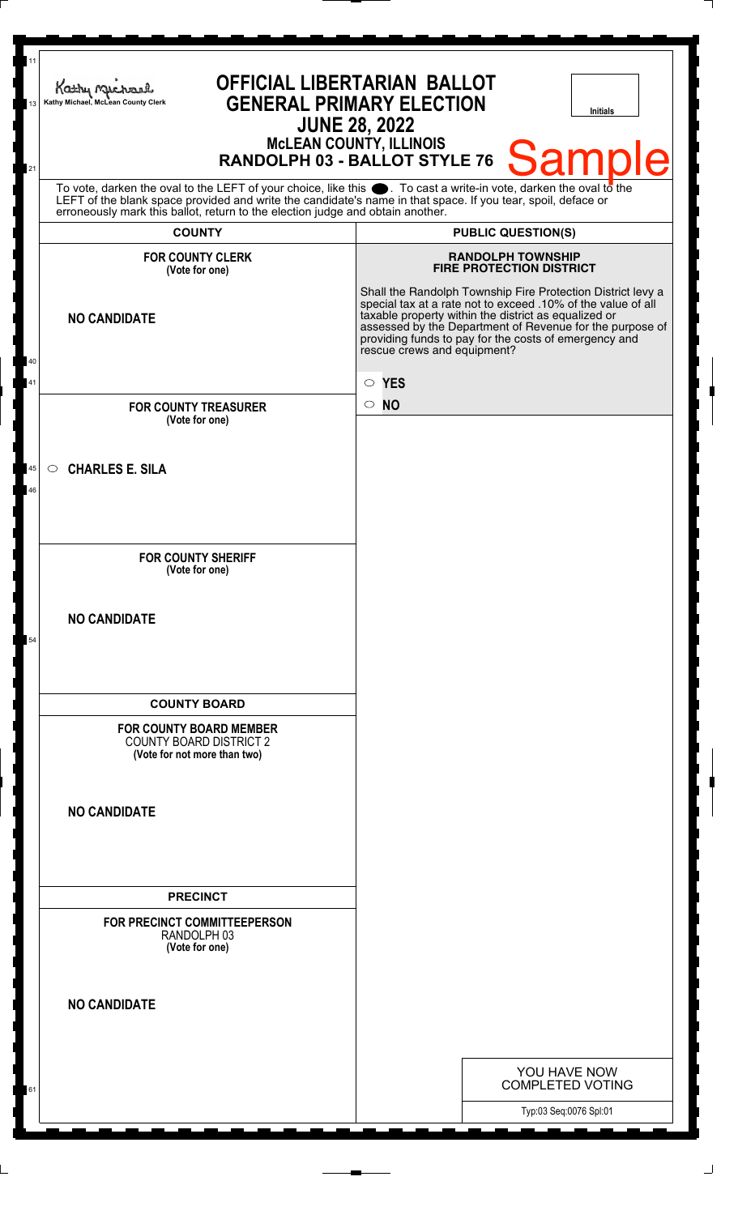Kathy Michael, McLean County Clerk

# OFFICIAL LIBERTARIAN BALLOT
## GENERAL PRIMARY ELECTION
## JUNE 28, 2022
### McLEAN COUNTY, ILLINOIS
### RANDOLPH 03 - BALLOT STYLE 76

Initials

Sample

To vote, darken the oval to the LEFT of your choice, like this ●. To cast a write-in vote, darken the oval to the LEFT of the blank space provided and write the candidate's name in that space. If you tear, spoil, deface or erroneously mark this ballot, return to the election judge and obtain another.

## COUNTY

**FOR COUNTY CLERK**
**(Vote for one)**

**NO CANDIDATE**

**FOR COUNTY TREASURER**
**(Vote for one)**

○ **CHARLES E. SILA**

**FOR COUNTY SHERIFF**
**(Vote for one)**

**NO CANDIDATE**

## COUNTY BOARD

**FOR COUNTY BOARD MEMBER**
COUNTY BOARD DISTRICT 2
**(Vote for not more than two)**

**NO CANDIDATE**

## PRECINCT

**FOR PRECINCT COMMITTEEPERSON**
RANDOLPH 03
**(Vote for one)**

**NO CANDIDATE**

## PUBLIC QUESTION(S)

**RANDOLPH TOWNSHIP**
**FIRE PROTECTION DISTRICT**

Shall the Randolph Township Fire Protection District levy a special tax at a rate not to exceed .10% of the value of all taxable property within the district as equalized or assessed by the Department of Revenue for the purpose of providing funds to pay for the costs of emergency and rescue crews and equipment?

○ **YES**

○ **NO**

YOU HAVE NOW COMPLETED VOTING

Typ:03 Seq:0076 Spl:01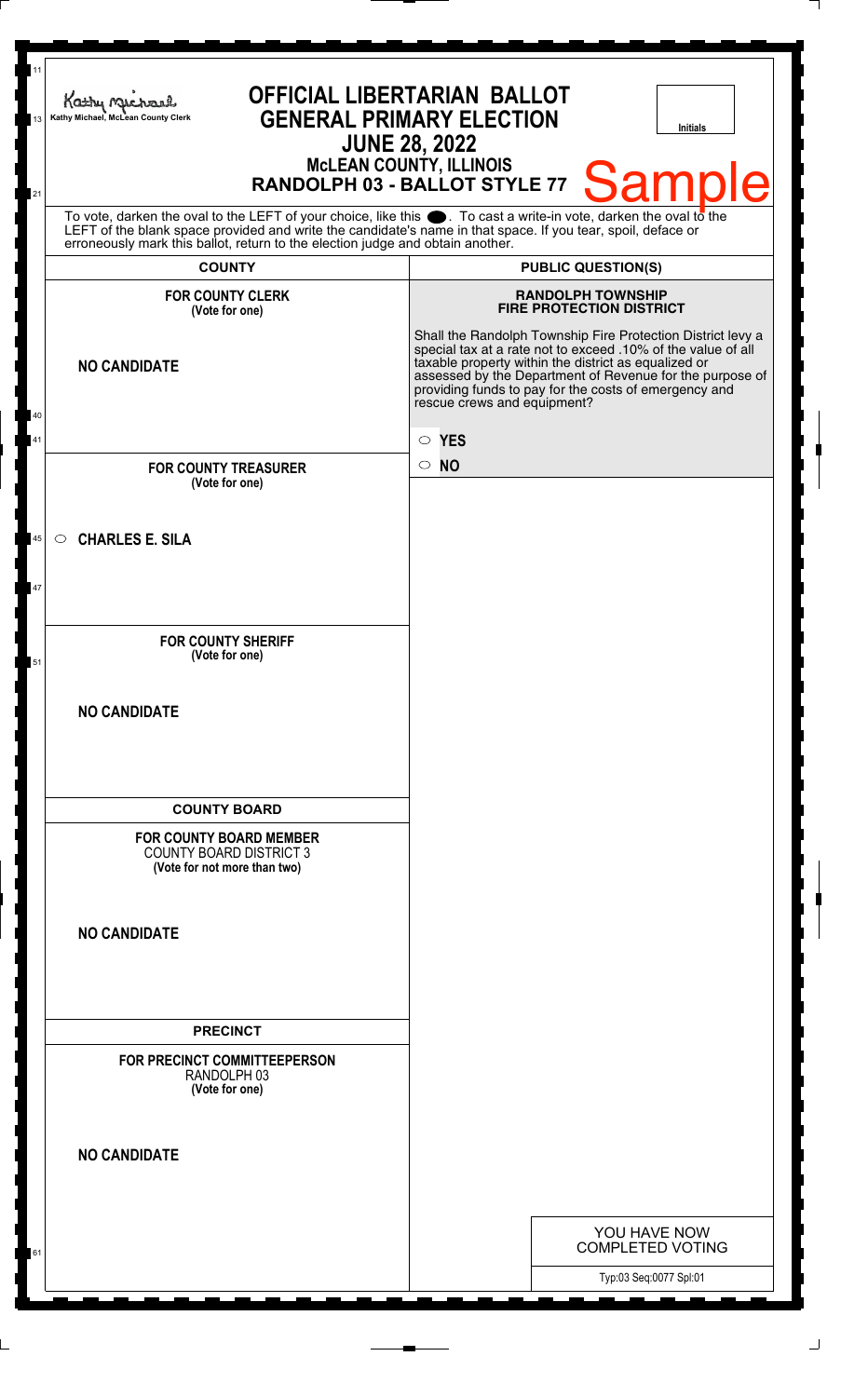Kathy Michael, McLean County Clerk

# OFFICIAL LIBERTARIAN BALLOT
## GENERAL PRIMARY ELECTION
## JUNE 28, 2022
### McLEAN COUNTY, ILLINOIS
### RANDOLPH 03 - BALLOT STYLE 77

Initials

Sample

To vote, darken the oval to the LEFT of your choice, like this ⬬. To cast a write-in vote, darken the oval to the LEFT of the blank space provided and write the candidate's name in that space. If you tear, spoil, deface or erroneously mark this ballot, return to the election judge and obtain another.

## COUNTY

**FOR COUNTY CLERK**
**(Vote for one)**

**NO CANDIDATE**

**FOR COUNTY TREASURER**
**(Vote for one)**

○ **CHARLES E. SILA**

**FOR COUNTY SHERIFF**
**(Vote for one)**

**NO CANDIDATE**

## COUNTY BOARD

**FOR COUNTY BOARD MEMBER**
COUNTY BOARD DISTRICT 3
**(Vote for not more than two)**

**NO CANDIDATE**

## PRECINCT

**FOR PRECINCT COMMITTEEPERSON**
RANDOLPH 03
**(Vote for one)**

**NO CANDIDATE**

## PUBLIC QUESTION(S)

**RANDOLPH TOWNSHIP**
**FIRE PROTECTION DISTRICT**

Shall the Randolph Township Fire Protection District levy a special tax at a rate not to exceed .10% of the value of all taxable property within the district as equalized or assessed by the Department of Revenue for the purpose of providing funds to pay for the costs of emergency and rescue crews and equipment?

○ **YES**

○ **NO**

YOU HAVE NOW COMPLETED VOTING

Typ:03 Seq:0077 Spl:01